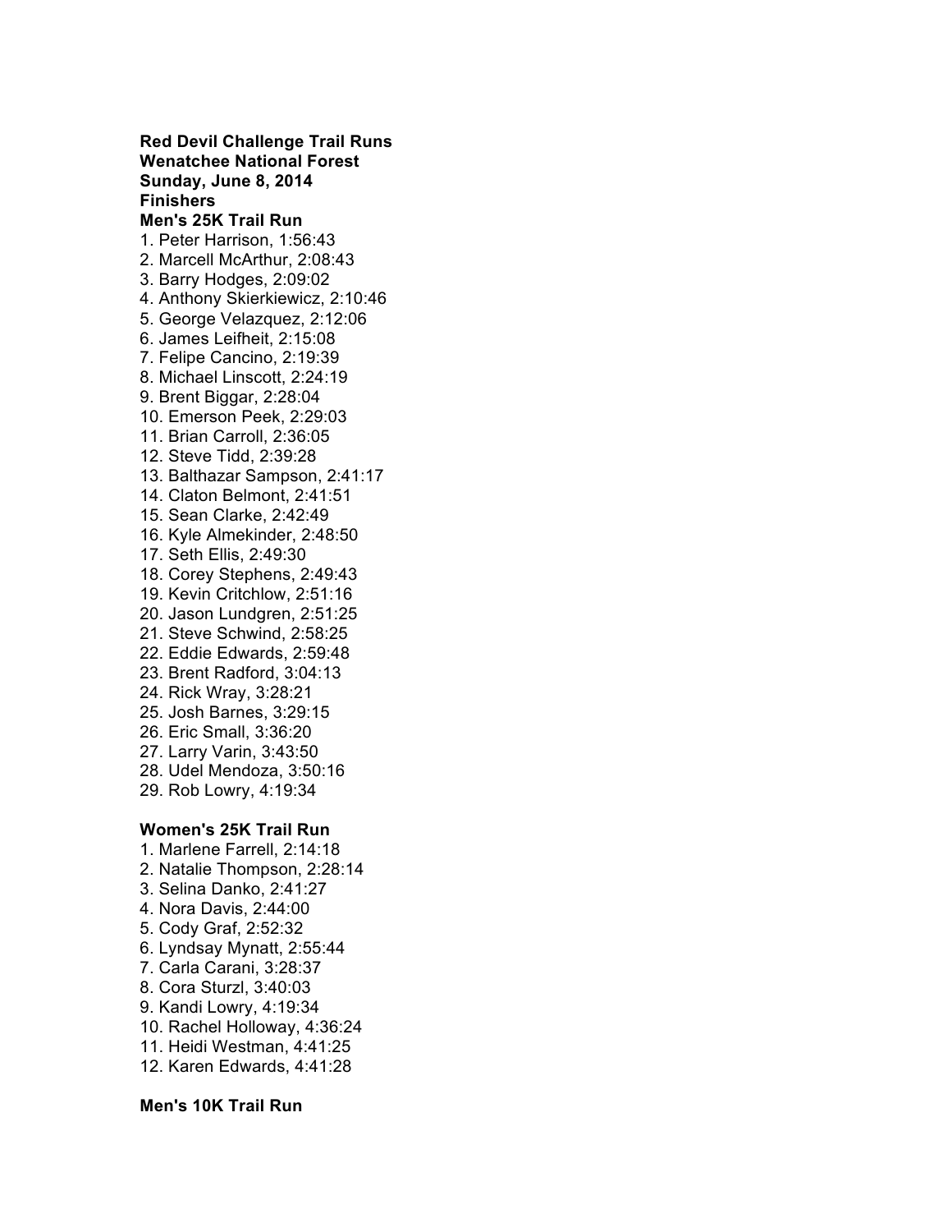**Red Devil Challenge Trail Runs**
**Wenatchee National Forest**
**Sunday, June 8, 2014**
**Finishers**

**Men's 25K Trail Run**

1. Peter Harrison, 1:56:43
2. Marcell McArthur, 2:08:43
3. Barry Hodges, 2:09:02
4. Anthony Skierkiewicz, 2:10:46
5. George Velazquez, 2:12:06
6. James Leifheit, 2:15:08
7. Felipe Cancino, 2:19:39
8. Michael Linscott, 2:24:19
9. Brent Biggar, 2:28:04
10. Emerson Peek, 2:29:03
11. Brian Carroll, 2:36:05
12. Steve Tidd, 2:39:28
13. Balthazar Sampson, 2:41:17
14. Claton Belmont, 2:41:51
15. Sean Clarke, 2:42:49
16. Kyle Almekinder, 2:48:50
17. Seth Ellis, 2:49:30
18. Corey Stephens, 2:49:43
19. Kevin Critchlow, 2:51:16
20. Jason Lundgren, 2:51:25
21. Steve Schwind, 2:58:25
22. Eddie Edwards, 2:59:48
23. Brent Radford, 3:04:13
24. Rick Wray, 3:28:21
25. Josh Barnes, 3:29:15
26. Eric Small, 3:36:20
27. Larry Varin, 3:43:50
28. Udel Mendoza, 3:50:16
29. Rob Lowry, 4:19:34

**Women's 25K Trail Run**

1. Marlene Farrell, 2:14:18
2. Natalie Thompson, 2:28:14
3. Selina Danko, 2:41:27
4. Nora Davis, 2:44:00
5. Cody Graf, 2:52:32
6. Lyndsay Mynatt, 2:55:44
7. Carla Carani, 3:28:37
8. Cora Sturzl, 3:40:03
9. Kandi Lowry, 4:19:34
10. Rachel Holloway, 4:36:24
11. Heidi Westman, 4:41:25
12. Karen Edwards, 4:41:28

**Men's 10K Trail Run**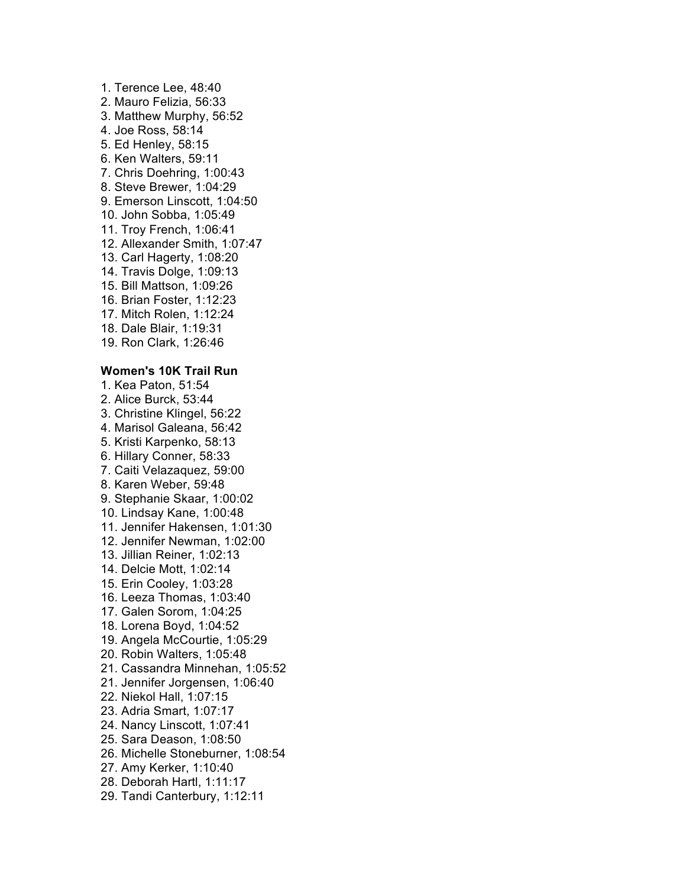1. Terence Lee, 48:40
2. Mauro Felizia, 56:33
3. Matthew Murphy, 56:52
4. Joe Ross, 58:14
5. Ed Henley, 58:15
6. Ken Walters, 59:11
7. Chris Doehring, 1:00:43
8. Steve Brewer, 1:04:29
9. Emerson Linscott, 1:04:50
10. John Sobba, 1:05:49
11. Troy French, 1:06:41
12. Allexander Smith, 1:07:47
13. Carl Hagerty, 1:08:20
14. Travis Dolge, 1:09:13
15. Bill Mattson, 1:09:26
16. Brian Foster, 1:12:23
17. Mitch Rolen, 1:12:24
18. Dale Blair, 1:19:31
19. Ron Clark, 1:26:46

**Women's 10K Trail Run**

1. Kea Paton, 51:54
2. Alice Burck, 53:44
3. Christine Klingel, 56:22
4. Marisol Galeana, 56:42
5. Kristi Karpenko, 58:13
6. Hillary Conner, 58:33
7. Caiti Velazaquez, 59:00
8. Karen Weber, 59:48
9. Stephanie Skaar, 1:00:02
10. Lindsay Kane, 1:00:48
11. Jennifer Hakensen, 1:01:30
12. Jennifer Newman, 1:02:00
13. Jillian Reiner, 1:02:13
14. Delcie Mott, 1:02:14
15. Erin Cooley, 1:03:28
16. Leeza Thomas, 1:03:40
17. Galen Sorom, 1:04:25
18. Lorena Boyd, 1:04:52
19. Angela McCourtie, 1:05:29
20. Robin Walters, 1:05:48
21. Cassandra Minnehan, 1:05:52

21\. Jennifer Jorgensen, 1:06:40

22\. Niekol Hall, 1:07:15

23\. Adria Smart, 1:07:17

24\. Nancy Linscott, 1:07:41

25\. Sara Deason, 1:08:50

26\. Michelle Stoneburner, 1:08:54

27\. Amy Kerker, 1:10:40

28\. Deborah Hartl, 1:11:17

29\. Tandi Canterbury, 1:12:11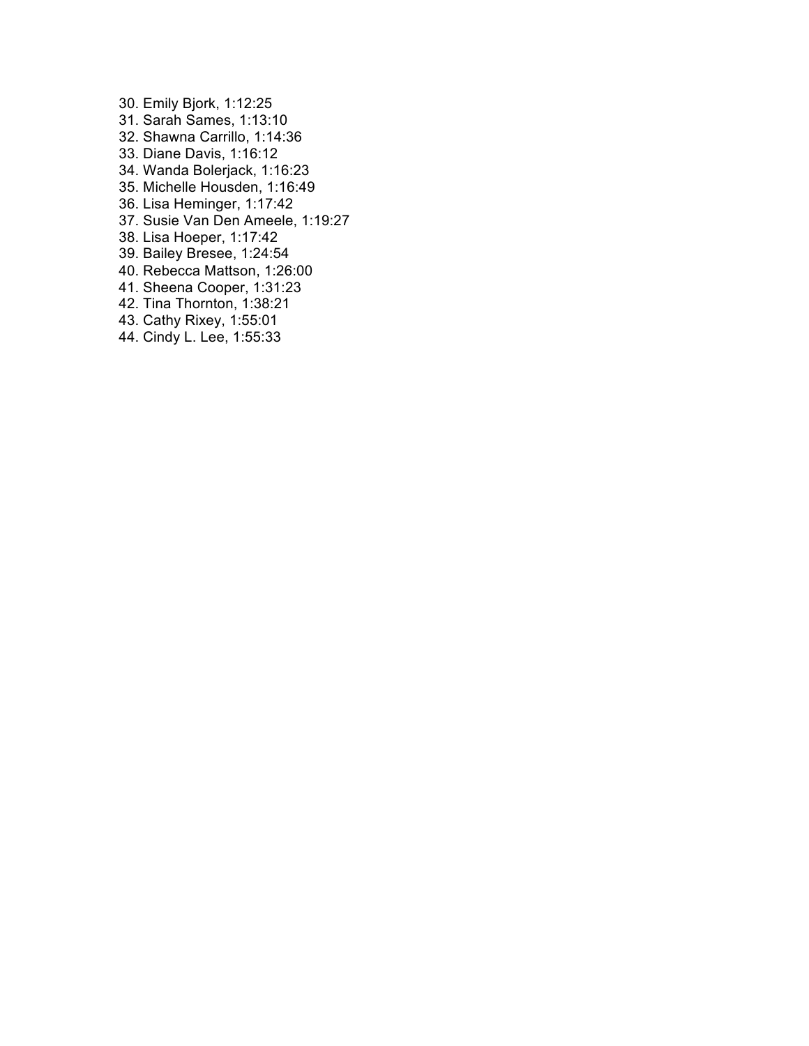30. Emily Bjork, 1:12:25
31. Sarah Sames, 1:13:10
32. Shawna Carrillo, 1:14:36
33. Diane Davis, 1:16:12
34. Wanda Bolerjack, 1:16:23
35. Michelle Housden, 1:16:49
36. Lisa Heminger, 1:17:42
37. Susie Van Den Ameele, 1:19:27
38. Lisa Hoeper, 1:17:42
39. Bailey Bresee, 1:24:54
40. Rebecca Mattson, 1:26:00
41. Sheena Cooper, 1:31:23
42. Tina Thornton, 1:38:21
43. Cathy Rixey, 1:55:01
44. Cindy L. Lee, 1:55:33